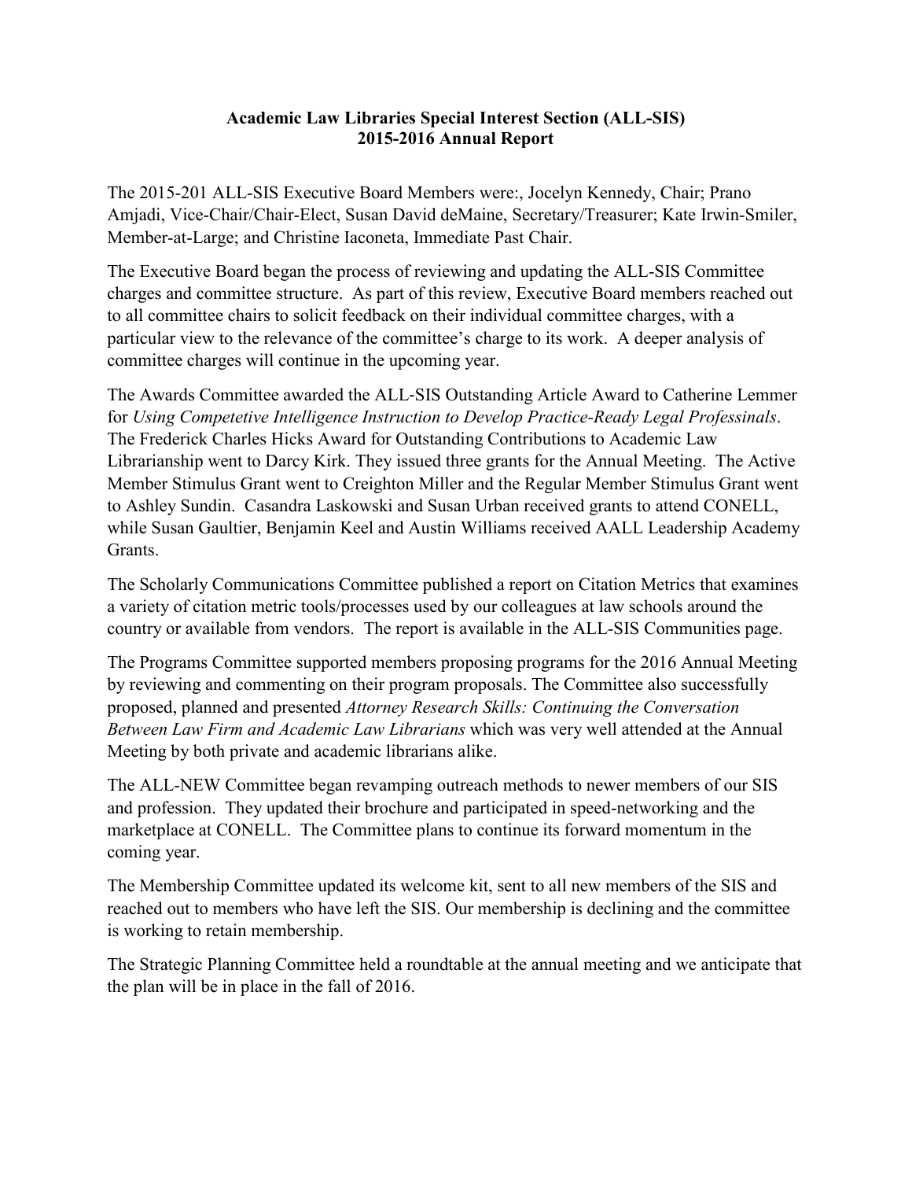**Academic Law Libraries Special Interest Section (ALL-SIS)**
**2015-2016 Annual Report**

The 2015-201 ALL-SIS Executive Board Members were:, Jocelyn Kennedy, Chair; Prano Amjadi, Vice-Chair/Chair-Elect, Susan David deMaine, Secretary/Treasurer; Kate Irwin-Smiler, Member-at-Large; and Christine Iaconeta, Immediate Past Chair.

The Executive Board began the process of reviewing and updating the ALL-SIS Committee charges and committee structure. As part of this review, Executive Board members reached out to all committee chairs to solicit feedback on their individual committee charges, with a particular view to the relevance of the committee's charge to its work. A deeper analysis of committee charges will continue in the upcoming year.

The Awards Committee awarded the ALL-SIS Outstanding Article Award to Catherine Lemmer for *Using Competetive Intelligence Instruction to Develop Practice-Ready Legal Professinals*. The Frederick Charles Hicks Award for Outstanding Contributions to Academic Law Librarianship went to Darcy Kirk. They issued three grants for the Annual Meeting. The Active Member Stimulus Grant went to Creighton Miller and the Regular Member Stimulus Grant went to Ashley Sundin. Casandra Laskowski and Susan Urban received grants to attend CONELL, while Susan Gaultier, Benjamin Keel and Austin Williams received AALL Leadership Academy Grants.

The Scholarly Communications Committee published a report on Citation Metrics that examines a variety of citation metric tools/processes used by our colleagues at law schools around the country or available from vendors. The report is available in the ALL-SIS Communities page.

The Programs Committee supported members proposing programs for the 2016 Annual Meeting by reviewing and commenting on their program proposals. The Committee also successfully proposed, planned and presented *Attorney Research Skills: Continuing the Conversation Between Law Firm and Academic Law Librarians* which was very well attended at the Annual Meeting by both private and academic librarians alike.

The ALL-NEW Committee began revamping outreach methods to newer members of our SIS and profession. They updated their brochure and participated in speed-networking and the marketplace at CONELL. The Committee plans to continue its forward momentum in the coming year.

The Membership Committee updated its welcome kit, sent to all new members of the SIS and reached out to members who have left the SIS. Our membership is declining and the committee is working to retain membership.

The Strategic Planning Committee held a roundtable at the annual meeting and we anticipate that the plan will be in place in the fall of 2016.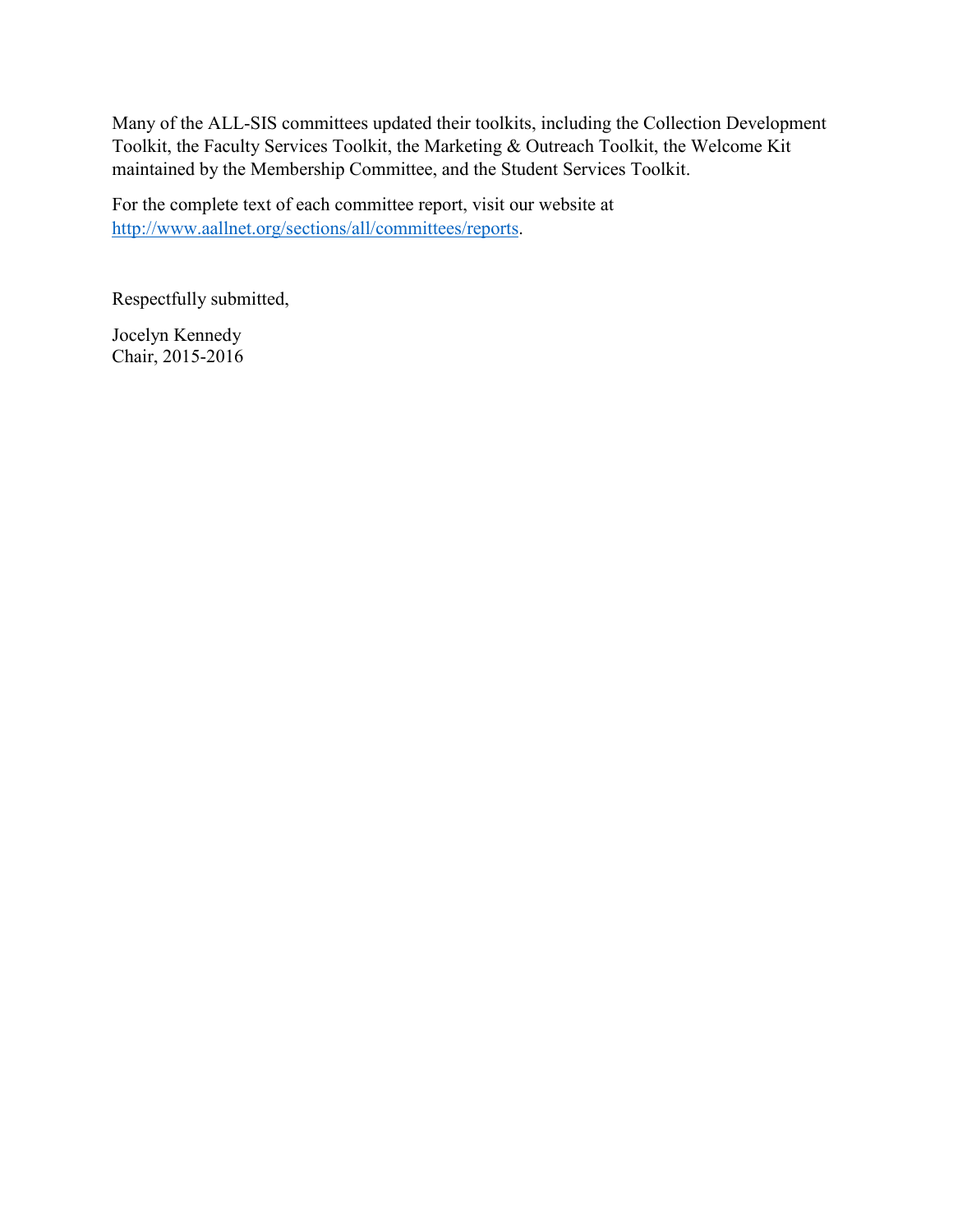Many of the ALL-SIS committees updated their toolkits, including the Collection Development Toolkit, the Faculty Services Toolkit, the Marketing & Outreach Toolkit, the Welcome Kit maintained by the Membership Committee, and the Student Services Toolkit.

For the complete text of each committee report, visit our website at [http://www.aallnet.org/sections/all/committees/reports](http://www.aallnet.org/sections/all/committees/reports).

Respectfully submitted,

Jocelyn Kennedy
Chair, 2015-2016